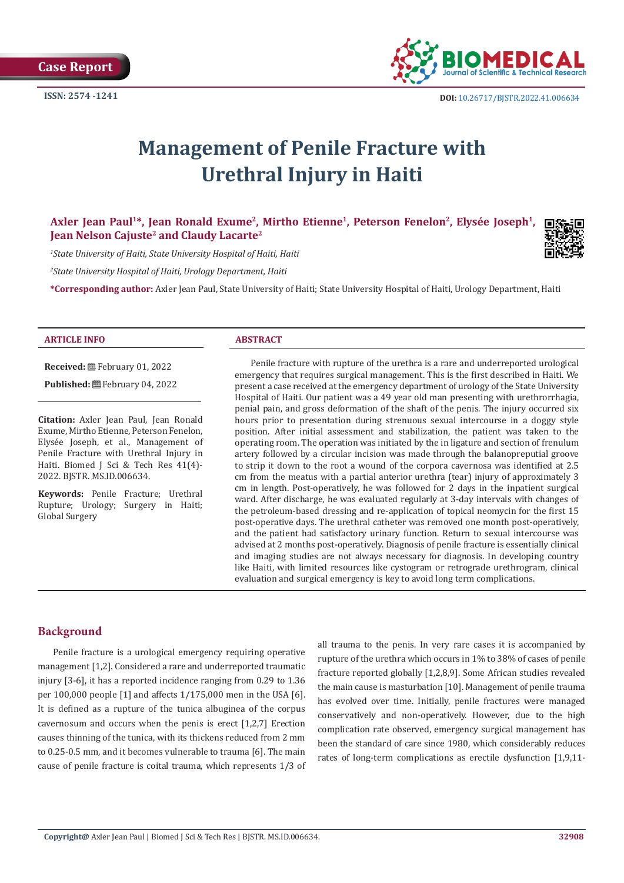Case Report

ISSN: 2574 -1241

DOI: 10.26717/BJSTR.2022.41.006634

# Management of Penile Fracture with Urethral Injury in Haiti

**Axler Jean Paul[1]\*, Jean Ronald Exume[2], Mirtho Etienne[1], Peterson Fenelon[2], Elysée Joseph[1], Jean Nelson Cajuste[2] and Claudy Lacarte[2]**

[1]*State University of Haiti, State University Hospital of Haiti, Haiti*

[2]*State University Hospital of Haiti, Urology Department, Haiti*

**\*Corresponding author:** Axler Jean Paul, State University of Haiti; State University Hospital of Haiti, Urology Department, Haiti

## ARTICLE INFO

**Received:** February 01, 2022

**Published:** February 04, 2022

**Citation:** Axler Jean Paul, Jean Ronald Exume, Mirtho Etienne, Peterson Fenelon, Elysée Joseph, et al., Management of Penile Fracture with Urethral Injury in Haiti. Biomed J Sci & Tech Res 41(4)-2022. BJSTR. MS.ID.006634.

**Keywords:** Penile Fracture; Urethral Rupture; Urology; Surgery in Haiti; Global Surgery

## ABSTRACT

Penile fracture with rupture of the urethra is a rare and underreported urological emergency that requires surgical management. This is the first described in Haiti. We present a case received at the emergency department of urology of the State University Hospital of Haiti. Our patient was a 49 year old man presenting with urethrorrhagia, penial pain, and gross deformation of the shaft of the penis. The injury occurred six hours prior to presentation during strenuous sexual intercourse in a doggy style position. After initial assessment and stabilization, the patient was taken to the operating room. The operation was initiated by the in ligature and section of frenulum artery followed by a circular incision was made through the balanopreputial groove to strip it down to the root a wound of the corpora cavernosa was identified at 2.5 cm from the meatus with a partial anterior urethra (tear) injury of approximately 3 cm in length. Post-operatively, he was followed for 2 days in the inpatient surgical ward. After discharge, he was evaluated regularly at 3-day intervals with changes of the petroleum-based dressing and re-application of topical neomycin for the first 15 post-operative days. The urethral catheter was removed one month post-operatively, and the patient had satisfactory urinary function. Return to sexual intercourse was advised at 2 months post-operatively. Diagnosis of penile fracture is essentially clinical and imaging studies are not always necessary for diagnosis. In developing country like Haiti, with limited resources like cystogram or retrograde urethrogram, clinical evaluation and surgical emergency is key to avoid long term complications.

## Background

Penile fracture is a urological emergency requiring operative management [1,2]. Considered a rare and underreported traumatic injury [3-6], it has a reported incidence ranging from 0.29 to 1.36 per 100,000 people [1] and affects 1/175,000 men in the USA [6]. It is defined as a rupture of the tunica albuginea of the corpus cavernosum and occurs when the penis is erect [1,2,7] Erection causes thinning of the tunica, with its thickens reduced from 2 mm to 0.25-0.5 mm, and it becomes vulnerable to trauma [6]. The main cause of penile fracture is coital trauma, which represents 1/3 of all trauma to the penis. In very rare cases it is accompanied by rupture of the urethra which occurs in 1% to 38% of cases of penile fracture reported globally [1,2,8,9]. Some African studies revealed the main cause is masturbation [10]. Management of penile trauma has evolved over time. Initially, penile fractures were managed conservatively and non-operatively. However, due to the high complication rate observed, emergency surgical management has been the standard of care since 1980, which considerably reduces rates of long-term complications as erectile dysfunction [1,9,11-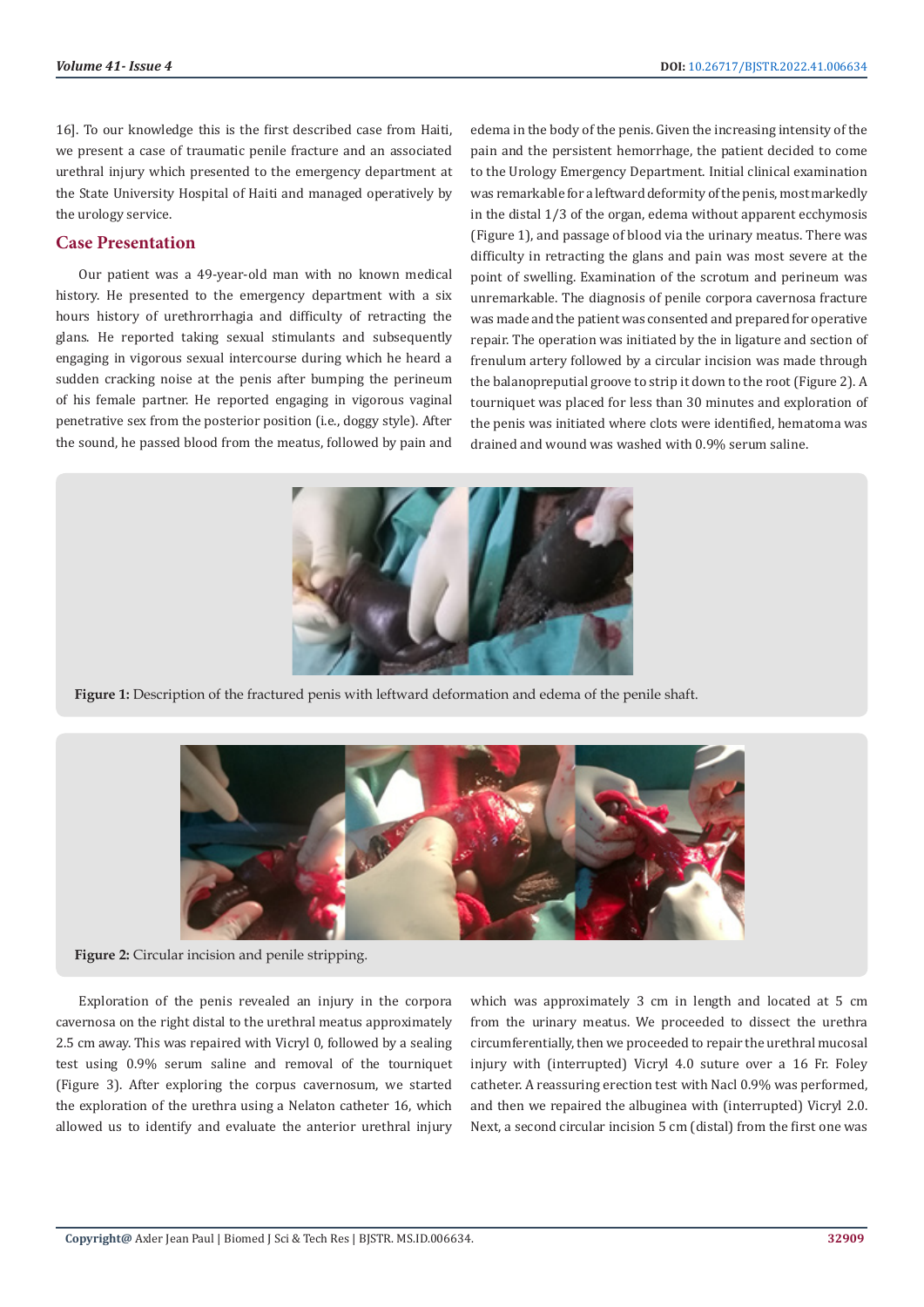16]. To our knowledge this is the first described case from Haiti, we present a case of traumatic penile fracture and an associated urethral injury which presented to the emergency department at the State University Hospital of Haiti and managed operatively by the urology service.

## Case Presentation

Our patient was a 49-year-old man with no known medical history. He presented to the emergency department with a six hours history of urethrorrhagia and difficulty of retracting the glans. He reported taking sexual stimulants and subsequently engaging in vigorous sexual intercourse during which he heard a sudden cracking noise at the penis after bumping the perineum of his female partner. He reported engaging in vigorous vaginal penetrative sex from the posterior position (i.e., doggy style). After the sound, he passed blood from the meatus, followed by pain and edema in the body of the penis. Given the increasing intensity of the pain and the persistent hemorrhage, the patient decided to come to the Urology Emergency Department. Initial clinical examination was remarkable for a leftward deformity of the penis, most markedly in the distal 1/3 of the organ, edema without apparent ecchymosis (Figure 1), and passage of blood via the urinary meatus. There was difficulty in retracting the glans and pain was most severe at the point of swelling. Examination of the scrotum and perineum was unremarkable. The diagnosis of penile corpora cavernosa fracture was made and the patient was consented and prepared for operative repair. The operation was initiated by the in ligature and section of frenulum artery followed by a circular incision was made through the balanopreputial groove to strip it down to the root (Figure 2). A tourniquet was placed for less than 30 minutes and exploration of the penis was initiated where clots were identified, hematoma was drained and wound was washed with 0.9% serum saline.

**Figure 1:** Description of the fractured penis with leftward deformation and edema of the penile shaft.

**Figure 2:** Circular incision and penile stripping.

Exploration of the penis revealed an injury in the corpora cavernosa on the right distal to the urethral meatus approximately 2.5 cm away. This was repaired with Vicryl 0, followed by a sealing test using 0.9% serum saline and removal of the tourniquet (Figure 3). After exploring the corpus cavernosum, we started the exploration of the urethra using a Nelaton catheter 16, which allowed us to identify and evaluate the anterior urethral injury which was approximately 3 cm in length and located at 5 cm from the urinary meatus. We proceeded to dissect the urethra circumferentially, then we proceeded to repair the urethral mucosal injury with (interrupted) Vicryl 4.0 suture over a 16 Fr. Foley catheter. A reassuring erection test with Nacl 0.9% was performed, and then we repaired the albuginea with (interrupted) Vicryl 2.0. Next, a second circular incision 5 cm (distal) from the first one was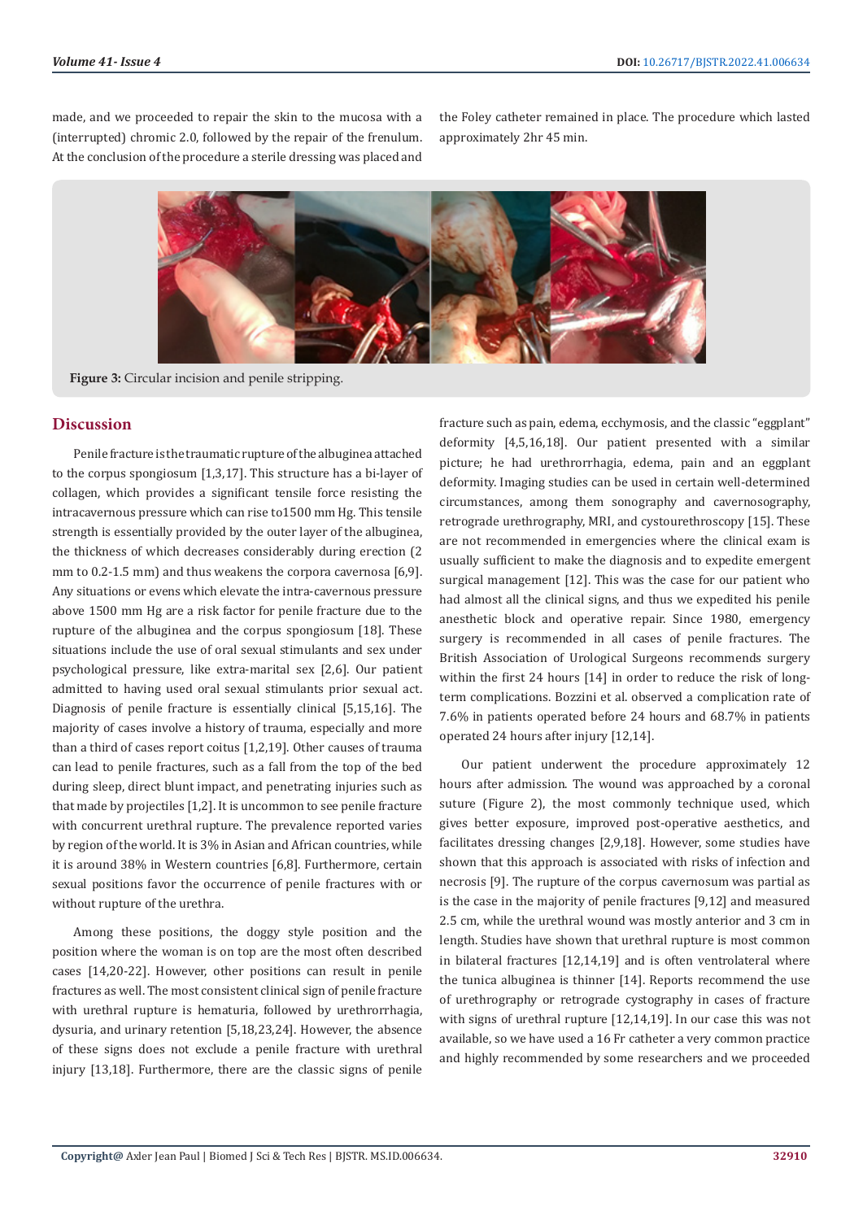made, and we proceeded to repair the skin to the mucosa with a (interrupted) chromic 2.0, followed by the repair of the frenulum. At the conclusion of the procedure a sterile dressing was placed and the Foley catheter remained in place. The procedure which lasted approximately 2hr 45 min.

**Figure 3:** Circular incision and penile stripping.

## Discussion

Penile fracture is the traumatic rupture of the albuginea attached to the corpus spongiosum [1,3,17]. This structure has a bi-layer of collagen, which provides a significant tensile force resisting the intracavernous pressure which can rise to1500 mm Hg. This tensile strength is essentially provided by the outer layer of the albuginea, the thickness of which decreases considerably during erection (2 mm to 0.2-1.5 mm) and thus weakens the corpora cavernosa [6,9]. Any situations or evens which elevate the intra-cavernous pressure above 1500 mm Hg are a risk factor for penile fracture due to the rupture of the albuginea and the corpus spongiosum [18]. These situations include the use of oral sexual stimulants and sex under psychological pressure, like extra-marital sex [2,6]. Our patient admitted to having used oral sexual stimulants prior sexual act. Diagnosis of penile fracture is essentially clinical [5,15,16]. The majority of cases involve a history of trauma, especially and more than a third of cases report coitus [1,2,19]. Other causes of trauma can lead to penile fractures, such as a fall from the top of the bed during sleep, direct blunt impact, and penetrating injuries such as that made by projectiles [1,2]. It is uncommon to see penile fracture with concurrent urethral rupture. The prevalence reported varies by region of the world. It is 3% in Asian and African countries, while it is around 38% in Western countries [6,8]. Furthermore, certain sexual positions favor the occurrence of penile fractures with or without rupture of the urethra.

Among these positions, the doggy style position and the position where the woman is on top are the most often described cases [14,20-22]. However, other positions can result in penile fractures as well. The most consistent clinical sign of penile fracture with urethral rupture is hematuria, followed by urethrorrhagia, dysuria, and urinary retention [5,18,23,24]. However, the absence of these signs does not exclude a penile fracture with urethral injury [13,18]. Furthermore, there are the classic signs of penile fracture such as pain, edema, ecchymosis, and the classic "eggplant" deformity [4,5,16,18]. Our patient presented with a similar picture; he had urethrorrhagia, edema, pain and an eggplant deformity. Imaging studies can be used in certain well-determined circumstances, among them sonography and cavernosography, retrograde urethrography, MRI, and cystourethroscopy [15]. These are not recommended in emergencies where the clinical exam is usually sufficient to make the diagnosis and to expedite emergent surgical management [12]. This was the case for our patient who had almost all the clinical signs, and thus we expedited his penile anesthetic block and operative repair. Since 1980, emergency surgery is recommended in all cases of penile fractures. The British Association of Urological Surgeons recommends surgery within the first 24 hours [14] in order to reduce the risk of long-term complications. Bozzini et al. observed a complication rate of 7.6% in patients operated before 24 hours and 68.7% in patients operated 24 hours after injury [12,14].

Our patient underwent the procedure approximately 12 hours after admission. The wound was approached by a coronal suture (Figure 2), the most commonly technique used, which gives better exposure, improved post-operative aesthetics, and facilitates dressing changes [2,9,18]. However, some studies have shown that this approach is associated with risks of infection and necrosis [9]. The rupture of the corpus cavernosum was partial as is the case in the majority of penile fractures [9,12] and measured 2.5 cm, while the urethral wound was mostly anterior and 3 cm in length. Studies have shown that urethral rupture is most common in bilateral fractures [12,14,19] and is often ventrolateral where the tunica albuginea is thinner [14]. Reports recommend the use of urethrography or retrograde cystography in cases of fracture with signs of urethral rupture [12,14,19]. In our case this was not available, so we have used a 16 Fr catheter a very common practice and highly recommended by some researchers and we proceeded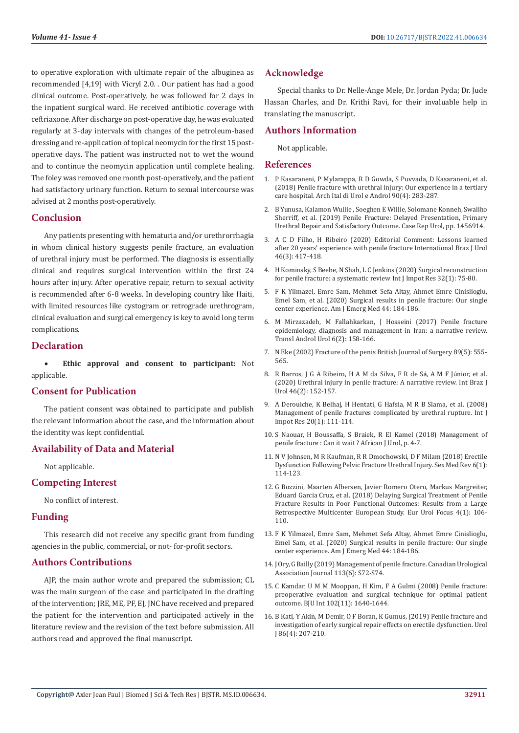to operative exploration with ultimate repair of the albuginea as recommended [4,19] with Vicryl 2.0. . Our patient has had a good clinical outcome. Post-operatively, he was followed for 2 days in the inpatient surgical ward. He received antibiotic coverage with ceftriaxone. After discharge on post-operative day, he was evaluated regularly at 3-day intervals with changes of the petroleum-based dressing and re-application of topical neomycin for the first 15 post-operative days. The patient was instructed not to wet the wound and to continue the neomycin application until complete healing. The foley was removed one month post-operatively, and the patient had satisfactory urinary function. Return to sexual intercourse was advised at 2 months post-operatively.

## Conclusion

Any patients presenting with hematuria and/or urethrorrhagia in whom clinical history suggests penile fracture, an evaluation of urethral injury must be performed. The diagnosis is essentially clinical and requires surgical intervention within the first 24 hours after injury. After operative repair, return to sexual activity is recommended after 6-8 weeks. In developing country like Haiti, with limited resources like cystogram or retrograde urethrogram, clinical evaluation and surgical emergency is key to avoid long term complications.

## Declaration

- **Ethic approval and consent to participant:** Not applicable.

## Consent for Publication

The patient consent was obtained to participate and publish the relevant information about the case, and the information about the identity was kept confidential.

## Availability of Data and Material

Not applicable.

## Competing Interest

No conflict of interest.

## Funding

This research did not receive any specific grant from funding agencies in the public, commercial, or not- for-profit sectors.

## Authors Contributions

AJP, the main author wrote and prepared the submission; CL was the main surgeon of the case and participated in the drafting of the intervention; JRE, ME, PF, EJ, JNC have received and prepared the patient for the intervention and participated actively in the literature review and the revision of the text before submission. All authors read and approved the final manuscript.

## Acknowledge

Special thanks to Dr. Nelle-Ange Mele, Dr. Jordan Pyda; Dr. Jude Hassan Charles, and Dr. Krithi Ravi, for their invaluable help in translating the manuscript.

## Authors Information

Not applicable.

## References

1. P Kasaraneni, P Mylarappa, R D Gowda, S Puvvada, D Kasaraneni, et al. (2018) Penile fracture with urethral injury: Our experience in a tertiary care hospital. Arch Ital di Urol e Androl 90(4): 283-287.
2. B Yunusa, Kalamon Wullie , Soeghen E Willie, Solomane Konneh, Swaliho Sherriff, et al. (2019) Penile Fracture: Delayed Presentation, Primary Urethral Repair and Satisfactory Outcome. Case Rep Urol, pp. 1456914.
3. A C D Filho, H Ribeiro (2020) Editorial Comment: Lessons learned after 20 years' experience with penile fracture International Braz J Urol 46(3): 417-418.
4. H Kominsky, S Beebe, N Shah, L C Jenkins (2020) Surgical reconstruction for penile fracture: a systematic review Int J Impot Res 32(1): 75-80.
5. F K Yilmazel, Emre Sam, Mehmet Sefa Altay, Ahmet Emre Cinislioglu, Emel Sam, et al. (2020) Surgical results in penile fracture: Our single center experience. Am J Emerg Med 44: 184-186.
6. M Mirzazadeh, M Fallahkarkan, J Hosseini (2017) Penile fracture epidemiology, diagnosis and management in Iran: a narrative review. Transl Androl Urol 6(2): 158-166.
7. N Eke (2002) Fracture of the penis British Journal of Surgery 89(5): 555-565.
8. R Barros, J G A Ribeiro, H A M da Silva, F R de Sá, A M F Júnior, et al. (2020) Urethral injury in penile fracture: A narrative review. Int Braz J Urol 46(2): 152-157.
9. A Derouiche, K Belhaj, H Hentati, G Hafsia, M R B Slama, et al. (2008) Management of penile fractures complicated by urethral rupture. Int J Impot Res 20(1): 111-114.
10. S Naouar, H Boussaffa, S Braiek, R El Kamel (2018) Management of penile fracture : Can it wait ? African J Urol, p. 4-7.
11. N V Johnsen, M R Kaufman, R R Dmochowski, D F Milam (2018) Erectile Dysfunction Following Pelvic Fracture Urethral Injury. Sex Med Rev 6(1): 114-123.
12. G Bozzini, Maarten Albersen, Javier Romero Otero, Markus Margreiter, Eduard Garcia Cruz, et al. (2018) Delaying Surgical Treatment of Penile Fracture Results in Poor Functional Outcomes: Results from a Large Retrospective Multicenter European Study. Eur Urol Focus 4(1): 106-110.
13. F K Yilmazel, Emre Sam, Mehmet Sefa Altay, Ahmet Emre Cinislioglu, Emel Sam, et al. (2020) Surgical results in penile fracture: Our single center experience. Am J Emerg Med 44: 184-186.
14. J Ory, G Bailly (2019) Management of penile fracture. Canadian Urological Association Journal 113(6): S72-S74.
15. C Kamdar, U M M Mooppan, H Kim, F A Gulmi (2008) Penile fracture: preoperative evaluation and surgical technique for optimal patient outcome. BJU Int 102(11): 1640-1644.
16. B Kati, Y Akin, M Demir, O F Boran, K Gumus, (2019) Penile fracture and investigation of early surgical repair effects on erectile dysfunction. Urol J 86(4): 207-210.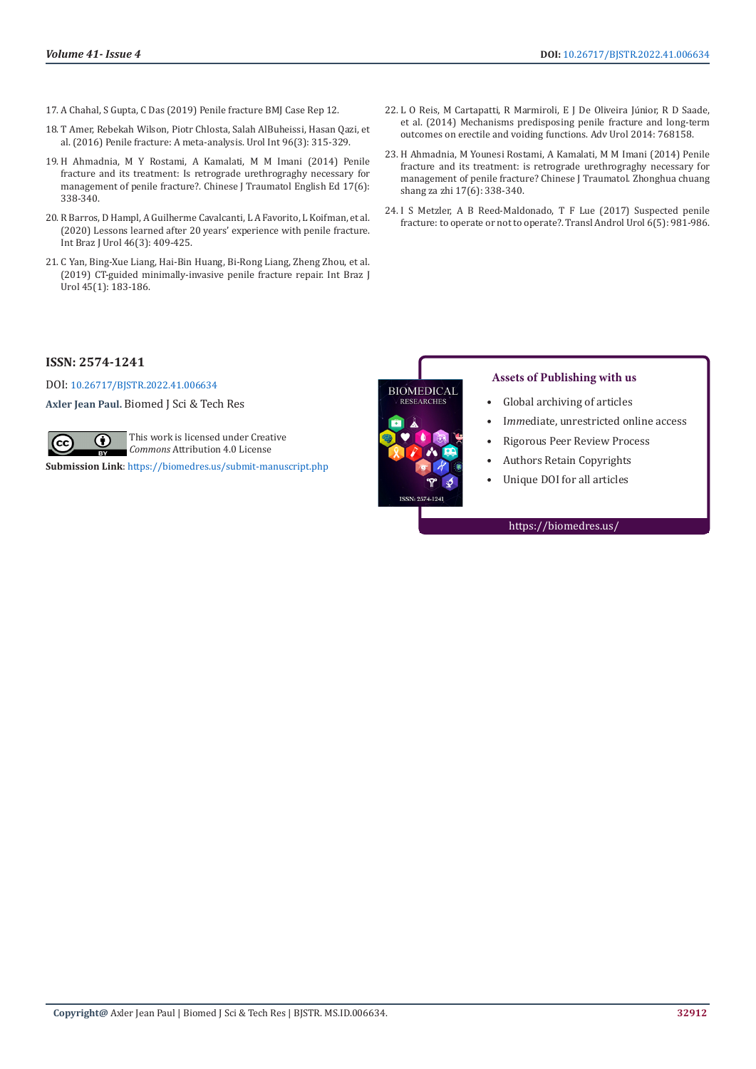17. A Chahal, S Gupta, C Das (2019) Penile fracture BMJ Case Rep 12.
18. T Amer, Rebekah Wilson, Piotr Chlosta, Salah AlBuheissi, Hasan Qazi, et al. (2016) Penile fracture: A meta-analysis. Urol Int 96(3): 315-329.
19. H Ahmadnia, M Y Rostami, A Kamalati, M M Imani (2014) Penile fracture and its treatment: Is retrograde urethrograghy necessary for management of penile fracture?. Chinese J Traumatol English Ed 17(6): 338-340.
20. R Barros, D Hampl, A Guilherme Cavalcanti, L A Favorito, L Koifman, et al. (2020) Lessons learned after 20 years' experience with penile fracture. Int Braz J Urol 46(3): 409-425.
21. C Yan, Bing-Xue Liang, Hai-Bin Huang, Bi-Rong Liang, Zheng Zhou, et al. (2019) CT-guided minimally-invasive penile fracture repair. Int Braz J Urol 45(1): 183-186.
22. L O Reis, M Cartapatti, R Marmiroli, E J De Oliveira Júnior, R D Saade, et al. (2014) Mechanisms predisposing penile fracture and long-term outcomes on erectile and voiding functions. Adv Urol 2014: 768158.
23. H Ahmadnia, M Younesi Rostami, A Kamalati, M M Imani (2014) Penile fracture and its treatment: is retrograde urethrograghy necessary for management of penile fracture? Chinese J Traumatol. Zhonghua chuang shang za zhi 17(6): 338-340.
24. I S Metzler, A B Reed-Maldonado, T F Lue (2017) Suspected penile fracture: to operate or not to operate?. Transl Androl Urol 6(5): 981-986.

**ISSN: 2574-1241**

DOI: 10.26717/BJSTR.2022.41.006634

**Axler Jean Paul.** Biomed J Sci & Tech Res

This work is licensed under Creative *Commons* Attribution 4.0 License

**Submission Link**: https://biomedres.us/submit-manuscript.php

BIOMEDICAL RESEARCHES

ISSN: 2574-1241

**Assets of Publishing with us**

- Global archiving of articles
- Immediate, unrestricted online access
- Rigorous Peer Review Process
- Authors Retain Copyrights
- Unique DOI for all articles

https://biomedres.us/